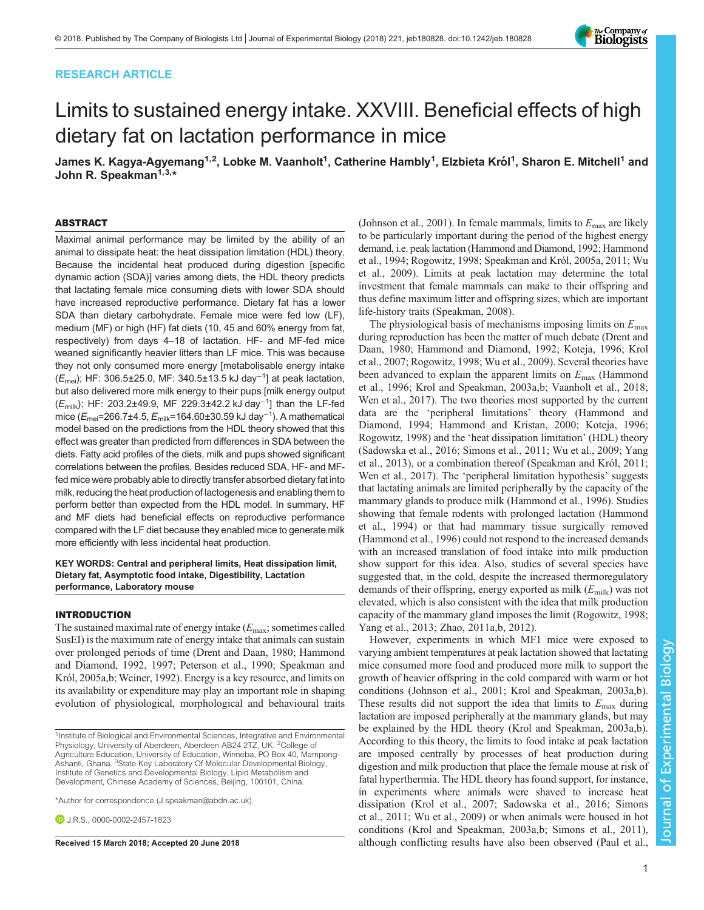RESEARCH ARTICLE

# Limits to sustained energy intake. XXVIII. Beneficial effects of high dietary fat on lactation performance in mice

**James K. Kagya-Agyemang[1,2], Lobke M. Vaanholt[1], Catherine Hambly[1], Elzbieta Król[1], Sharon E. Mitchell[1] and John R. Speakman[1,3,*]**

## ABSTRACT

Maximal animal performance may be limited by the ability of an animal to dissipate heat: the heat dissipation limitation (HDL) theory. Because the incidental heat produced during digestion [specific dynamic action (SDA)] varies among diets, the HDL theory predicts that lactating female mice consuming diets with lower SDA should have increased reproductive performance. Dietary fat has a lower SDA than dietary carbohydrate. Female mice were fed low (LF), medium (MF) or high (HF) fat diets (10, 45 and 60% energy from fat, respectively) from days 4–18 of lactation. HF- and MF-fed mice weaned significantly heavier litters than LF mice. This was because they not only consumed more energy [metabolisable energy intake ($E_{mei}$); HF: 306.5±25.0, MF: 340.5±13.5 kJ day$^{-1}$] at peak lactation, but also delivered more milk energy to their pups [milk energy output ($E_{milk}$); HF: 203.2±49.9, MF 229.3±42.2 kJ day$^{-1}$] than the LF-fed mice ($E_{mei}$=266.7±4.5, $E_{milk}$=164.60±30.59 kJ day$^{-1}$). A mathematical model based on the predictions from the HDL theory showed that this effect was greater than predicted from differences in SDA between the diets. Fatty acid profiles of the diets, milk and pups showed significant correlations between the profiles. Besides reduced SDA, HF- and MF-fed mice were probably able to directly transfer absorbed dietary fat into milk, reducing the heat production of lactogenesis and enabling them to perform better than expected from the HDL model. In summary, HF and MF diets had beneficial effects on reproductive performance compared with the LF diet because they enabled mice to generate milk more efficiently with less incidental heat production.

**KEY WORDS: Central and peripheral limits, Heat dissipation limit, Dietary fat, Asymptotic food intake, Digestibility, Lactation performance, Laboratory mouse**

## INTRODUCTION

The sustained maximal rate of energy intake ($E_{max}$; sometimes called SusEI) is the maximum rate of energy intake that animals can sustain over prolonged periods of time (Drent and Daan, 1980; Hammond and Diamond, 1992, 1997; Peterson et al., 1990; Speakman and Król, 2005a,b; Weiner, 1992). Energy is a key resource, and limits on its availability or expenditure may play an important role in shaping evolution of physiological, morphological and behavioural traits (Johnson et al., 2001). In female mammals, limits to $E_{max}$ are likely to be particularly important during the period of the highest energy demand, i.e. peak lactation (Hammond and Diamond, 1992; Hammond et al., 1994; Rogowitz, 1998; Speakman and Król, 2005a, 2011; Wu et al., 2009). Limits at peak lactation may determine the total investment that female mammals can make to their offspring and thus define maximum litter and offspring sizes, which are important life-history traits (Speakman, 2008).

The physiological basis of mechanisms imposing limits on $E_{max}$ during reproduction has been the matter of much debate (Drent and Daan, 1980; Hammond and Diamond, 1992; Koteja, 1996; Krol et al., 2007; Rogowitz, 1998; Wu et al., 2009). Several theories have been advanced to explain the apparent limits on $E_{max}$ (Hammond et al., 1996; Krol and Speakman, 2003a,b; Vaanholt et al., 2018; Wen et al., 2017). The two theories most supported by the current data are the 'peripheral limitations' theory (Hammond and Diamond, 1994; Hammond and Kristan, 2000; Koteja, 1996; Rogowitz, 1998) and the 'heat dissipation limitation' (HDL) theory (Sadowska et al., 2016; Simons et al., 2011; Wu et al., 2009; Yang et al., 2013), or a combination thereof (Speakman and Król, 2011; Wen et al., 2017). The 'peripheral limitation hypothesis' suggests that lactating animals are limited peripherally by the capacity of the mammary glands to produce milk (Hammond et al., 1996). Studies showing that female rodents with prolonged lactation (Hammond et al., 1994) or that had mammary tissue surgically removed (Hammond et al., 1996) could not respond to the increased demands with an increased translation of food intake into milk production show support for this idea. Also, studies of several species have suggested that, in the cold, despite the increased thermoregulatory demands of their offspring, energy exported as milk ($E_{milk}$) was not elevated, which is also consistent with the idea that milk production capacity of the mammary gland imposes the limit (Rogowitz, 1998; Yang et al., 2013; Zhao, 2011a,b, 2012).

However, experiments in which MF1 mice were exposed to varying ambient temperatures at peak lactation showed that lactating mice consumed more food and produced more milk to support the growth of heavier offspring in the cold compared with warm or hot conditions (Johnson et al., 2001; Krol and Speakman, 2003a,b). These results did not support the idea that limits to $E_{max}$ during lactation are imposed peripherally at the mammary glands, but may be explained by the HDL theory (Krol and Speakman, 2003a,b). According to this theory, the limits to food intake at peak lactation are imposed centrally by processes of heat production during digestion and milk production that place the female mouse at risk of fatal hyperthermia. The HDL theory has found support, for instance, in experiments where animals were shaved to increase heat dissipation (Krol et al., 2007; Sadowska et al., 2016; Simons et al., 2011; Wu et al., 2009) or when animals were housed in hot conditions (Krol and Speakman, 2003a,b; Simons et al., 2011), although conflicting results have also been observed (Paul et al.,

[1]Institute of Biological and Environmental Sciences, Integrative and Environmental Physiology, University of Aberdeen, Aberdeen AB24 2TZ, UK. [2]College of Agriculture Education, University of Education, Winneba, PO Box 40, Mampong-Ashanti, Ghana. [3]State Key Laboratory Of Molecular Developmental Biology, Institute of Genetics and Developmental Biology, Lipid Metabolism and Development, Chinese Academy of Sciences, Beijing, 100101, China.

*Author for correspondence (J.speakman@abdn.ac.uk)

J.R.S., 0000-0002-2457-1823

**Received 15 March 2018; Accepted 20 June 2018**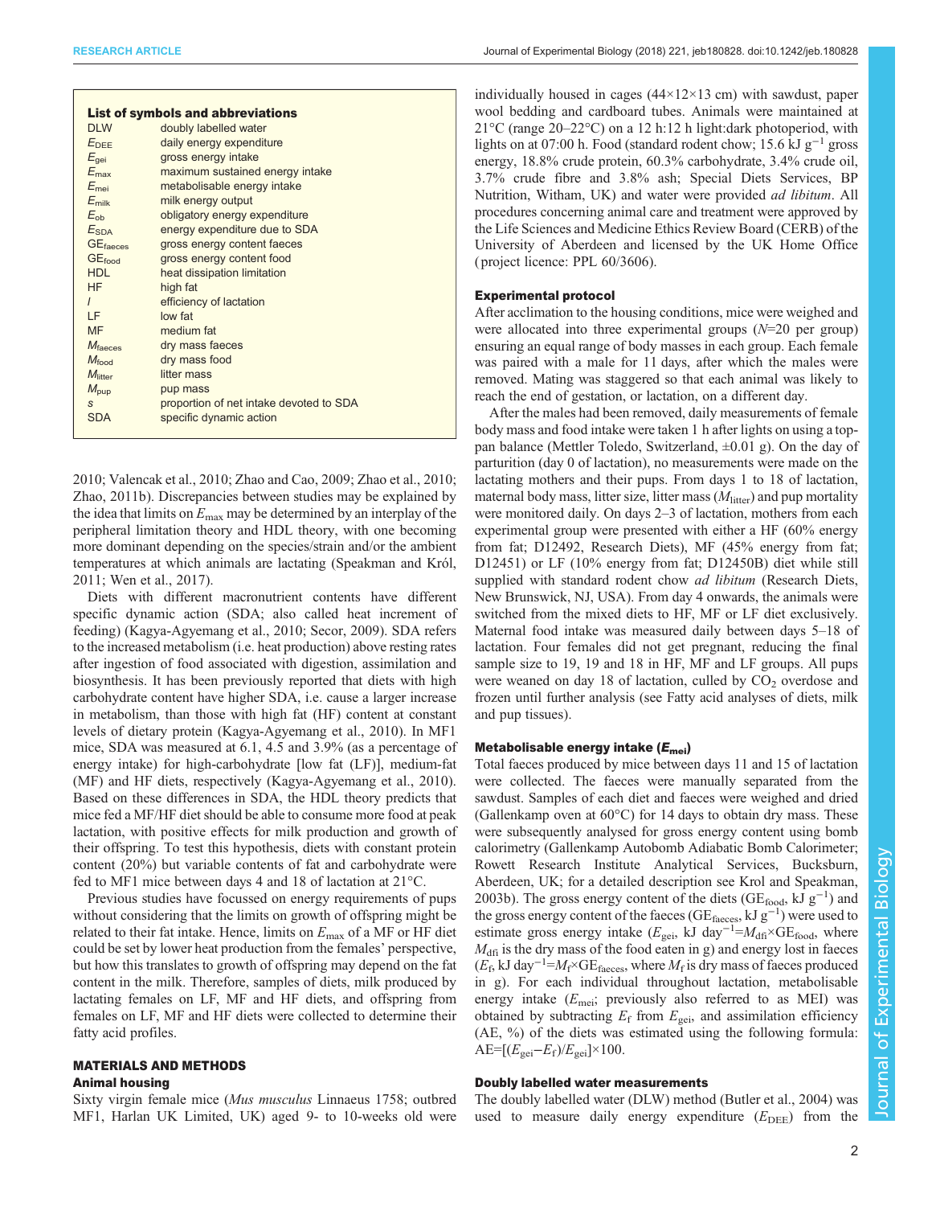**List of symbols and abbreviations**

| | |
|---|---|
| DLW | doubly labelled water |
| $E_{DEE}$ | daily energy expenditure |
| $E_{gei}$ | gross energy intake |
| $E_{max}$ | maximum sustained energy intake |
| $E_{mei}$ | metabolisable energy intake |
| $E_{milk}$ | milk energy output |
| $E_{ob}$ | obligatory energy expenditure |
| $E_{SDA}$ | energy expenditure due to SDA |
| $GE_{faeces}$ | gross energy content faeces |
| $GE_{food}$ | gross energy content food |
| HDL | heat dissipation limitation |
| HF | high fat |
| $l$ | efficiency of lactation |
| LF | low fat |
| MF | medium fat |
| $M_{faeces}$ | dry mass faeces |
| $M_{food}$ | dry mass food |
| $M_{litter}$ | litter mass |
| $M_{pup}$ | pup mass |
| $s$ | proportion of net intake devoted to SDA |
| SDA | specific dynamic action |

2010; Valencak et al., 2010; Zhao and Cao, 2009; Zhao et al., 2010; Zhao, 2011b). Discrepancies between studies may be explained by the idea that limits on $E_{max}$ may be determined by an interplay of the peripheral limitation theory and HDL theory, with one becoming more dominant depending on the species/strain and/or the ambient temperatures at which animals are lactating (Speakman and Król, 2011; Wen et al., 2017).

Diets with different macronutrient contents have different specific dynamic action (SDA; also called heat increment of feeding) (Kagya-Agyemang et al., 2010; Secor, 2009). SDA refers to the increased metabolism (i.e. heat production) above resting rates after ingestion of food associated with digestion, assimilation and biosynthesis. It has been previously reported that diets with high carbohydrate content have higher SDA, i.e. cause a larger increase in metabolism, than those with high fat (HF) content at constant levels of dietary protein (Kagya-Agyemang et al., 2010). In MF1 mice, SDA was measured at 6.1, 4.5 and 3.9% (as a percentage of energy intake) for high-carbohydrate [low fat (LF)], medium-fat (MF) and HF diets, respectively (Kagya-Agyemang et al., 2010). Based on these differences in SDA, the HDL theory predicts that mice fed a MF/HF diet should be able to consume more food at peak lactation, with positive effects for milk production and growth of their offspring. To test this hypothesis, diets with constant protein content (20%) but variable contents of fat and carbohydrate were fed to MF1 mice between days 4 and 18 of lactation at 21°C.

Previous studies have focussed on energy requirements of pups without considering that the limits on growth of offspring might be related to their fat intake. Hence, limits on $E_{max}$ of a MF or HF diet could be set by lower heat production from the females' perspective, but how this translates to growth of offspring may depend on the fat content in the milk. Therefore, samples of diets, milk produced by lactating females on LF, MF and HF diets, and offspring from females on LF, MF and HF diets were collected to determine their fatty acid profiles.

## MATERIALS AND METHODS

### Animal housing

Sixty virgin female mice (*Mus musculus* Linnaeus 1758; outbred MF1, Harlan UK Limited, UK) aged 9- to 10-weeks old were individually housed in cages (44×12×13 cm) with sawdust, paper wool bedding and cardboard tubes. Animals were maintained at 21°C (range 20–22°C) on a 12 h:12 h light:dark photoperiod, with lights on at 07:00 h. Food (standard rodent chow; 15.6 kJ g$^{-1}$ gross energy, 18.8% crude protein, 60.3% carbohydrate, 3.4% crude oil, 3.7% crude fibre and 3.8% ash; Special Diets Services, BP Nutrition, Witham, UK) and water were provided *ad libitum*. All procedures concerning animal care and treatment were approved by the Life Sciences and Medicine Ethics Review Board (CERB) of the University of Aberdeen and licensed by the UK Home Office (project licence: PPL 60/3606).

### Experimental protocol

After acclimation to the housing conditions, mice were weighed and were allocated into three experimental groups ($N$=20 per group) ensuring an equal range of body masses in each group. Each female was paired with a male for 11 days, after which the males were removed. Mating was staggered so that each animal was likely to reach the end of gestation, or lactation, on a different day.

After the males had been removed, daily measurements of female body mass and food intake were taken 1 h after lights on using a top-pan balance (Mettler Toledo, Switzerland, ±0.01 g). On the day of parturition (day 0 of lactation), no measurements were made on the lactating mothers and their pups. From days 1 to 18 of lactation, maternal body mass, litter size, litter mass ($M_{litter}$) and pup mortality were monitored daily. On days 2–3 of lactation, mothers from each experimental group were presented with either a HF (60% energy from fat; D12492, Research Diets), MF (45% energy from fat; D12451) or LF (10% energy from fat; D12450B) diet while still supplied with standard rodent chow *ad libitum* (Research Diets, New Brunswick, NJ, USA). From day 4 onwards, the animals were switched from the mixed diets to HF, MF or LF diet exclusively. Maternal food intake was measured daily between days 5–18 of lactation. Four females did not get pregnant, reducing the final sample size to 19, 19 and 18 in HF, MF and LF groups. All pups were weaned on day 18 of lactation, culled by $CO_2$ overdose and frozen until further analysis (see Fatty acid analyses of diets, milk and pup tissues).

### Metabolisable energy intake ($E_{mei}$)

Total faeces produced by mice between days 11 and 15 of lactation were collected. The faeces were manually separated from the sawdust. Samples of each diet and faeces were weighed and dried (Gallenkamp oven at 60°C) for 14 days to obtain dry mass. These were subsequently analysed for gross energy content using bomb calorimetry (Gallenkamp Autobomb Adiabatic Bomb Calorimeter; Rowett Research Institute Analytical Services, Bucksburn, Aberdeen, UK; for a detailed description see Krol and Speakman, 2003b). The gross energy content of the diets ($GE_{food}$, kJ g$^{-1}$) and the gross energy content of the faeces ($GE_{faeces}$, kJ g$^{-1}$) were used to estimate gross energy intake ($E_{gei}$, kJ day$^{-1}$=$M_{dfi}$×$GE_{food}$, where $M_{dfi}$ is the dry mass of the food eaten in g) and energy lost in faeces ($E_f$, kJ day$^{-1}$=$M_f$×$GE_{faeces}$, where $M_f$ is dry mass of faeces produced in g). For each individual throughout lactation, metabolisable energy intake ($E_{mei}$; previously also referred to as MEI) was obtained by subtracting $E_f$ from $E_{gei}$, and assimilation efficiency (AE, %) of the diets was estimated using the following formula: AE=[($E_{gei}$−$E_f$)/$E_{gei}$]×100.

### Doubly labelled water measurements

The doubly labelled water (DLW) method (Butler et al., 2004) was used to measure daily energy expenditure ($E_{DEE}$) from the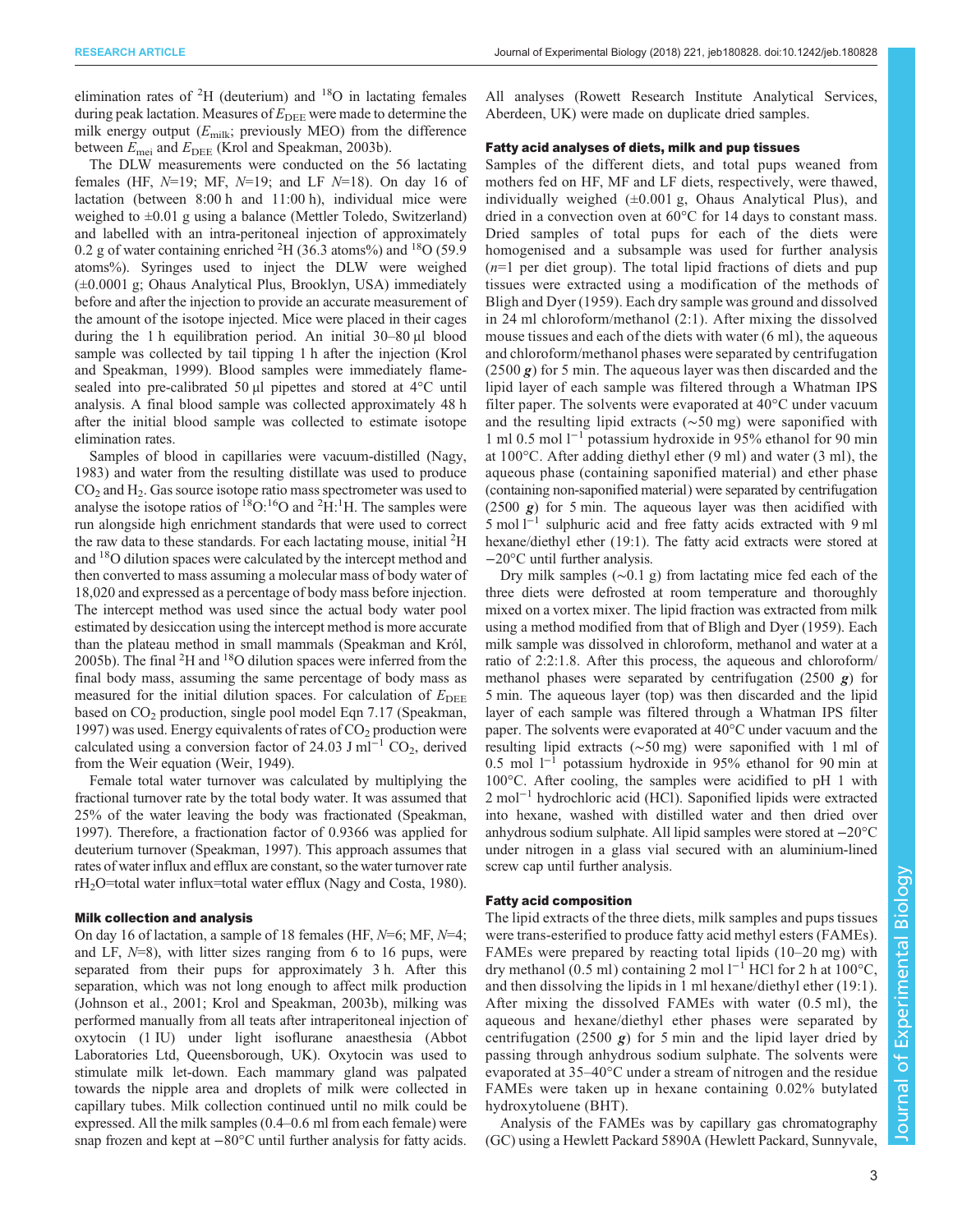elimination rates of $^2$H (deuterium) and $^{18}$O in lactating females during peak lactation. Measures of $E_{DEE}$ were made to determine the milk energy output ($E_{milk}$; previously MEO) from the difference between $E_{mei}$ and $E_{DEE}$ (Krol and Speakman, 2003b).

The DLW measurements were conducted on the 56 lactating females (HF, $N$=19; MF, $N$=19; and LF $N$=18). On day 16 of lactation (between 8:00 h and 11:00 h), individual mice were weighed to ±0.01 g using a balance (Mettler Toledo, Switzerland) and labelled with an intra-peritoneal injection of approximately 0.2 g of water containing enriched $^2$H (36.3 atoms%) and $^{18}$O (59.9 atoms%). Syringes used to inject the DLW were weighed (±0.0001 g; Ohaus Analytical Plus, Brooklyn, USA) immediately before and after the injection to provide an accurate measurement of the amount of the isotope injected. Mice were placed in their cages during the 1 h equilibration period. An initial 30–80 µl blood sample was collected by tail tipping 1 h after the injection (Krol and Speakman, 1999). Blood samples were immediately flame-sealed into pre-calibrated 50 µl pipettes and stored at 4°C until analysis. A final blood sample was collected approximately 48 h after the initial blood sample was collected to estimate isotope elimination rates.

Samples of blood in capillaries were vacuum-distilled (Nagy, 1983) and water from the resulting distillate was used to produce $CO_2$ and $H_2$. Gas source isotope ratio mass spectrometer was used to analyse the isotope ratios of $^{18}$O:$^{16}$O and $^2$H:$^1$H. The samples were run alongside high enrichment standards that were used to correct the raw data to these standards. For each lactating mouse, initial $^2$H and $^{18}$O dilution spaces were calculated by the intercept method and then converted to mass assuming a molecular mass of body water of 18,020 and expressed as a percentage of body mass before injection. The intercept method was used since the actual body water pool estimated by desiccation using the intercept method is more accurate than the plateau method in small mammals (Speakman and Król, 2005b). The final $^2$H and $^{18}$O dilution spaces were inferred from the final body mass, assuming the same percentage of body mass as measured for the initial dilution spaces. For calculation of $E_{DEE}$ based on $CO_2$ production, single pool model Eqn 7.17 (Speakman, 1997) was used. Energy equivalents of rates of $CO_2$ production were calculated using a conversion factor of 24.03 J ml$^{-1}$ $CO_2$, derived from the Weir equation (Weir, 1949).

Female total water turnover was calculated by multiplying the fractional turnover rate by the total body water. It was assumed that 25% of the water leaving the body was fractionated (Speakman, 1997). Therefore, a fractionation factor of 0.9366 was applied for deuterium turnover (Speakman, 1997). This approach assumes that rates of water influx and efflux are constant, so the water turnover rate $rH_2O$=total water influx=total water efflux (Nagy and Costa, 1980).

### Milk collection and analysis

On day 16 of lactation, a sample of 18 females (HF, $N$=6; MF, $N$=4; and LF, $N$=8), with litter sizes ranging from 6 to 16 pups, were separated from their pups for approximately 3 h. After this separation, which was not long enough to affect milk production (Johnson et al., 2001; Krol and Speakman, 2003b), milking was performed manually from all teats after intraperitoneal injection of oxytocin (1 IU) under light isoflurane anaesthesia (Abbot Laboratories Ltd, Queensborough, UK). Oxytocin was used to stimulate milk let-down. Each mammary gland was palpated towards the nipple area and droplets of milk were collected in capillary tubes. Milk collection continued until no milk could be expressed. All the milk samples (0.4–0.6 ml from each female) were snap frozen and kept at −80°C until further analysis for fatty acids. All analyses (Rowett Research Institute Analytical Services, Aberdeen, UK) were made on duplicate dried samples.

### Fatty acid analyses of diets, milk and pup tissues

Samples of the different diets, and total pups weaned from mothers fed on HF, MF and LF diets, respectively, were thawed, individually weighed (±0.001 g, Ohaus Analytical Plus), and dried in a convection oven at 60°C for 14 days to constant mass. Dried samples of total pups for each of the diets were homogenised and a subsample was used for further analysis ($n$=1 per diet group). The total lipid fractions of diets and pup tissues were extracted using a modification of the methods of Bligh and Dyer (1959). Each dry sample was ground and dissolved in 24 ml chloroform/methanol (2:1). After mixing the dissolved mouse tissues and each of the diets with water (6 ml), the aqueous and chloroform/methanol phases were separated by centrifugation (2500 $g$) for 5 min. The aqueous layer was then discarded and the lipid layer of each sample was filtered through a Whatman IPS filter paper. The solvents were evaporated at 40°C under vacuum and the resulting lipid extracts (∼50 mg) were saponified with 1 ml 0.5 mol l$^{-1}$ potassium hydroxide in 95% ethanol for 90 min at 100°C. After adding diethyl ether (9 ml) and water (3 ml), the aqueous phase (containing saponified material) and ether phase (containing non-saponified material) were separated by centrifugation (2500 $g$) for 5 min. The aqueous layer was then acidified with 5 mol l$^{-1}$ sulphuric acid and free fatty acids extracted with 9 ml hexane/diethyl ether (19:1). The fatty acid extracts were stored at −20°C until further analysis.

Dry milk samples (∼0.1 g) from lactating mice fed each of the three diets were defrosted at room temperature and thoroughly mixed on a vortex mixer. The lipid fraction was extracted from milk using a method modified from that of Bligh and Dyer (1959). Each milk sample was dissolved in chloroform, methanol and water at a ratio of 2:2:1.8. After this process, the aqueous and chloroform/methanol phases were separated by centrifugation (2500 $g$) for 5 min. The aqueous layer (top) was then discarded and the lipid layer of each sample was filtered through a Whatman IPS filter paper. The solvents were evaporated at 40°C under vacuum and the resulting lipid extracts (∼50 mg) were saponified with 1 ml of 0.5 mol l$^{-1}$ potassium hydroxide in 95% ethanol for 90 min at 100°C. After cooling, the samples were acidified to pH 1 with 2 mol$^{-1}$ hydrochloric acid (HCl). Saponified lipids were extracted into hexane, washed with distilled water and then dried over anhydrous sodium sulphate. All lipid samples were stored at −20°C under nitrogen in a glass vial secured with an aluminium-lined screw cap until further analysis.

### Fatty acid composition

The lipid extracts of the three diets, milk samples and pups tissues were trans-esterified to produce fatty acid methyl esters (FAMEs). FAMEs were prepared by reacting total lipids (10–20 mg) with dry methanol (0.5 ml) containing 2 mol l$^{-1}$ HCl for 2 h at 100°C, and then dissolving the lipids in 1 ml hexane/diethyl ether (19:1). After mixing the dissolved FAMEs with water (0.5 ml), the aqueous and hexane/diethyl ether phases were separated by centrifugation (2500 $g$) for 5 min and the lipid layer dried by passing through anhydrous sodium sulphate. The solvents were evaporated at 35–40°C under a stream of nitrogen and the residue FAMEs were taken up in hexane containing 0.02% butylated hydroxytoluene (BHT).

Analysis of the FAMEs was by capillary gas chromatography (GC) using a Hewlett Packard 5890A (Hewlett Packard, Sunnyvale,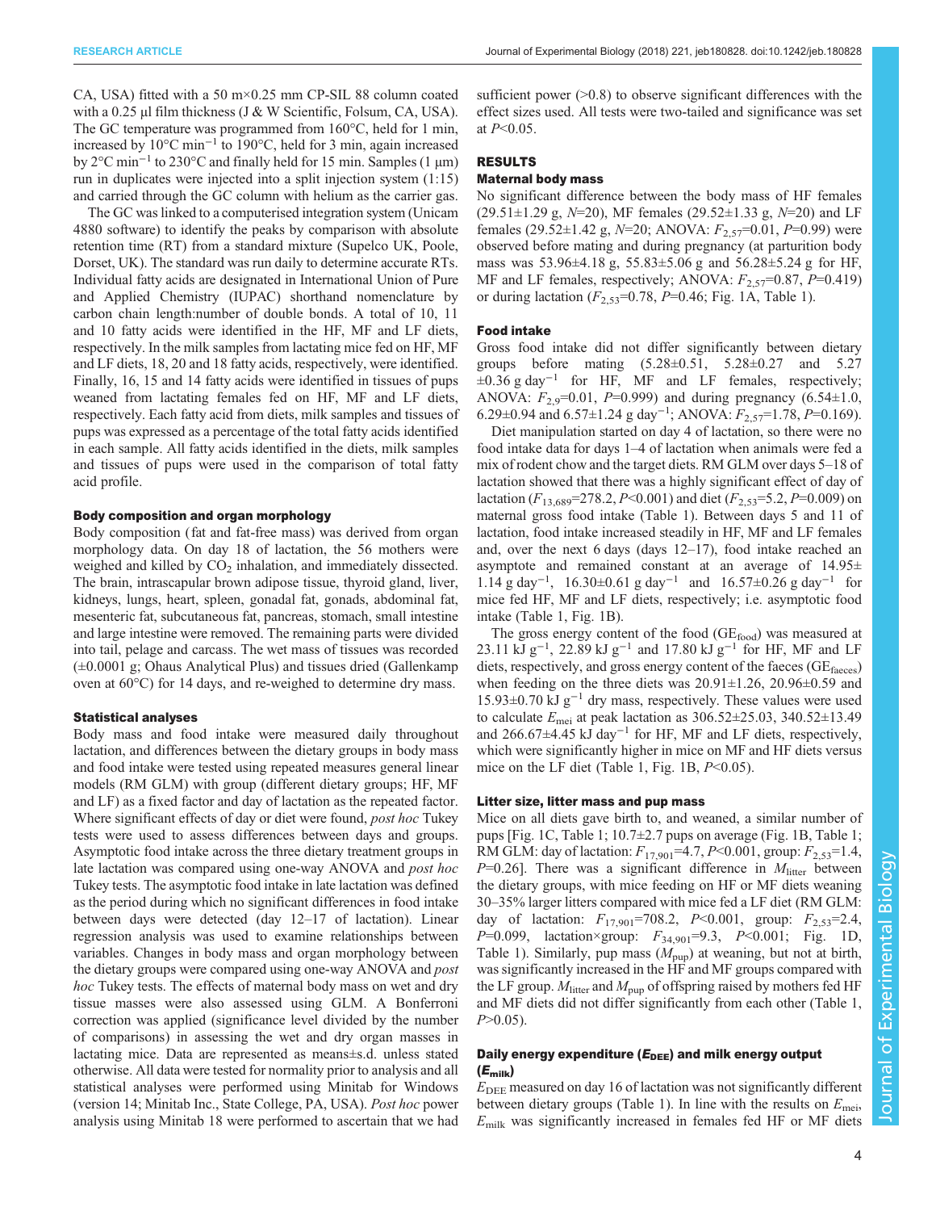CA, USA) fitted with a 50 m×0.25 mm CP-SIL 88 column coated with a 0.25 µl film thickness (J & W Scientific, Folsum, CA, USA). The GC temperature was programmed from 160°C, held for 1 min, increased by 10°C $min^{-1}$ to 190°C, held for 3 min, again increased by 2°C $min^{-1}$ to 230°C and finally held for 15 min. Samples (1 µm) run in duplicates were injected into a split injection system (1:15) and carried through the GC column with helium as the carrier gas.

The GC was linked to a computerised integration system (Unicam 4880 software) to identify the peaks by comparison with absolute retention time (RT) from a standard mixture (Supelco UK, Poole, Dorset, UK). The standard was run daily to determine accurate RTs. Individual fatty acids are designated in International Union of Pure and Applied Chemistry (IUPAC) shorthand nomenclature by carbon chain length:number of double bonds. A total of 10, 11 and 10 fatty acids were identified in the HF, MF and LF diets, respectively. In the milk samples from lactating mice fed on HF, MF and LF diets, 18, 20 and 18 fatty acids, respectively, were identified. Finally, 16, 15 and 14 fatty acids were identified in tissues of pups weaned from lactating females fed on HF, MF and LF diets, respectively. Each fatty acid from diets, milk samples and tissues of pups was expressed as a percentage of the total fatty acids identified in each sample. All fatty acids identified in the diets, milk samples and tissues of pups were used in the comparison of total fatty acid profile.

### Body composition and organ morphology

Body composition (fat and fat-free mass) was derived from organ morphology data. On day 18 of lactation, the 56 mothers were weighed and killed by $CO_2$ inhalation, and immediately dissected. The brain, intrascapular brown adipose tissue, thyroid gland, liver, kidneys, lungs, heart, spleen, gonadal fat, gonads, abdominal fat, mesenteric fat, subcutaneous fat, pancreas, stomach, small intestine and large intestine were removed. The remaining parts were divided into tail, pelage and carcass. The wet mass of tissues was recorded (±0.0001 g; Ohaus Analytical Plus) and tissues dried (Gallenkamp oven at 60°C) for 14 days, and re-weighed to determine dry mass.

### Statistical analyses

Body mass and food intake were measured daily throughout lactation, and differences between the dietary groups in body mass and food intake were tested using repeated measures general linear models (RM GLM) with group (different dietary groups; HF, MF and LF) as a fixed factor and day of lactation as the repeated factor. Where significant effects of day or diet were found, *post hoc* Tukey tests were used to assess differences between days and groups. Asymptotic food intake across the three dietary treatment groups in late lactation was compared using one-way ANOVA and *post hoc* Tukey tests. The asymptotic food intake in late lactation was defined as the period during which no significant differences in food intake between days were detected (day 12–17 of lactation). Linear regression analysis was used to examine relationships between variables. Changes in body mass and organ morphology between the dietary groups were compared using one-way ANOVA and *post hoc* Tukey tests. The effects of maternal body mass on wet and dry tissue masses were also assessed using GLM. A Bonferroni correction was applied (significance level divided by the number of comparisons) in assessing the wet and dry organ masses in lactating mice. Data are represented as means±s.d. unless stated otherwise. All data were tested for normality prior to analysis and all statistical analyses were performed using Minitab for Windows (version 14; Minitab Inc., State College, PA, USA). *Post hoc* power analysis using Minitab 18 were performed to ascertain that we had sufficient power (>0.8) to observe significant differences with the effect sizes used. All tests were two-tailed and significance was set at $P<0.05$.

## RESULTS

### Maternal body mass

No significant difference between the body mass of HF females (29.51±1.29 g, $N$=20), MF females (29.52±1.33 g, $N$=20) and LF females (29.52±1.42 g, $N$=20; ANOVA: $F_{2,57}$=0.01, $P$=0.99) were observed before mating and during pregnancy (at parturition body mass was 53.96±4.18 g, 55.83±5.06 g and 56.28±5.24 g for HF, MF and LF females, respectively; ANOVA: $F_{2,57}$=0.87, $P$=0.419) or during lactation ($F_{2,53}$=0.78, $P$=0.46; Fig. 1A, Table 1).

### Food intake

Gross food intake did not differ significantly between dietary groups before mating (5.28±0.51, 5.28±0.27 and 5.27 ±0.36 g $day^{-1}$ for HF, MF and LF females, respectively; ANOVA: $F_{2,9}$=0.01, $P$=0.999) and during pregnancy (6.54±1.0, 6.29±0.94 and 6.57±1.24 g $day^{-1}$; ANOVA: $F_{2,57}$=1.78, $P$=0.169).

Diet manipulation started on day 4 of lactation, so there were no food intake data for days 1–4 of lactation when animals were fed a mix of rodent chow and the target diets. RM GLM over days 5–18 of lactation showed that there was a highly significant effect of day of lactation ($F_{13,689}$=278.2, $P$<0.001) and diet ($F_{2,53}$=5.2, $P$=0.009) on maternal gross food intake (Table 1). Between days 5 and 11 of lactation, food intake increased steadily in HF, MF and LF females and, over the next 6 days (days 12–17), food intake reached an asymptote and remained constant at an average of 14.95± 1.14 g $day^{-1}$, 16.30±0.61 g $day^{-1}$ and 16.57±0.26 g $day^{-1}$ for mice fed HF, MF and LF diets, respectively; i.e. asymptotic food intake (Table 1, Fig. 1B).

The gross energy content of the food ($GE_{food}$) was measured at 23.11 kJ $g^{-1}$, 22.89 kJ $g^{-1}$ and 17.80 kJ $g^{-1}$ for HF, MF and LF diets, respectively, and gross energy content of the faeces ($GE_{faeces}$) when feeding on the three diets was 20.91±1.26, 20.96±0.59 and 15.93±0.70 kJ $g^{-1}$ dry mass, respectively. These values were used to calculate $E_{mei}$ at peak lactation as 306.52±25.03, 340.52±13.49 and 266.67±4.45 kJ $day^{-1}$ for HF, MF and LF diets, respectively, which were significantly higher in mice on MF and HF diets versus mice on the LF diet (Table 1, Fig. 1B, $P$<0.05).

### Litter size, litter mass and pup mass

Mice on all diets gave birth to, and weaned, a similar number of pups [Fig. 1C, Table 1; 10.7±2.7 pups on average (Fig. 1B, Table 1; RM GLM: day of lactation: $F_{17,901}$=4.7, $P$<0.001, group: $F_{2,53}$=1.4, $P$=0.26]. There was a significant difference in $M_{litter}$ between the dietary groups, with mice feeding on HF or MF diets weaning 30–35% larger litters compared with mice fed a LF diet (RM GLM: day of lactation: $F_{17,901}$=708.2, $P$<0.001, group: $F_{2,53}$=2.4, $P$=0.099, lactation×group: $F_{34,901}$=9.3, $P$<0.001; Fig. 1D, Table 1). Similarly, pup mass ($M_{pup}$) at weaning, but not at birth, was significantly increased in the HF and MF groups compared with the LF group. $M_{litter}$ and $M_{pup}$ of offspring raised by mothers fed HF and MF diets did not differ significantly from each other (Table 1, $P$>0.05).

### Daily energy expenditure ($E_{DEE}$) and milk energy output ($E_{milk}$)

$E_{DEE}$ measured on day 16 of lactation was not significantly different between dietary groups (Table 1). In line with the results on $E_{mei}$, $E_{milk}$ was significantly increased in females fed HF or MF diets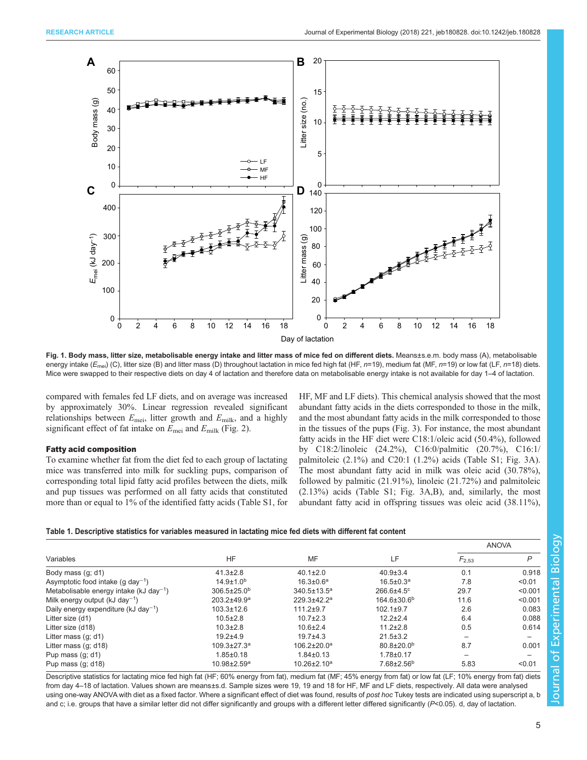Fig. 1. Body mass, litter size, metabolisable energy intake and litter mass of mice fed on different diets. Means±s.e.m. body mass (A), metabolisable energy intake ($E_{mei}$) (C), litter size (B) and litter mass (D) throughout lactation in mice fed high fat (HF, $n$=19), medium fat (MF, $n$=19) or low fat (LF, $n$=18) diets. Mice were swapped to their respective diets on day 4 of lactation and therefore data on metabolisable energy intake is not available for day 1–4 of lactation.

compared with females fed LF diets, and on average was increased by approximately 30%. Linear regression revealed significant relationships between $E_{mei}$, litter growth and $E_{milk}$, and a highly significant effect of fat intake on $E_{mei}$ and $E_{milk}$ (Fig. 2).

### Fatty acid composition

To examine whether fat from the diet fed to each group of lactating mice was transferred into milk for suckling pups, comparison of corresponding total lipid fatty acid profiles between the diets, milk and pup tissues was performed on all fatty acids that constituted more than or equal to 1% of the identified fatty acids (Table S1, for HF, MF and LF diets). This chemical analysis showed that the most abundant fatty acids in the diets corresponded to those in the milk, and the most abundant fatty acids in the milk corresponded to those in the tissues of the pups (Fig. 3). For instance, the most abundant fatty acids in the HF diet were C18:1/oleic acid (50.4%), followed by C18:2/linoleic (24.2%), C16:0/palmitic (20.7%), C16:1/palmitoleic (2.1%) and C20:1 (1.2%) acids (Table S1; Fig. 3A). The most abundant fatty acid in milk was oleic acid (30.78%), followed by palmitic (21.91%), linoleic (21.72%) and palmitoleic (2.13%) acids (Table S1; Fig. 3A,B), and, similarly, the most abundant fatty acid in offspring tissues was oleic acid (38.11%),

**Table 1. Descriptive statistics for variables measured in lactating mice fed diets with different fat content**

| Variables | HF | MF | LF | ANOVA | |
|---|---|---|---|---|---|
| | | | | $F_{2,53}$ | $P$ |
| Body mass (g; d1) | 41.3±2.8 | 40.1±2.0 | 40.9±3.4 | 0.1 | 0.918 |
| Asymptotic food intake (g day$^{-1}$) | 14.9±1.0$^{b}$ | 16.3±0.6$^{a}$ | 16.5±0.3$^{a}$ | 7.8 | <0.01 |
| Metabolisable energy intake (kJ day$^{-1}$) | 306.5±25.0$^{b}$ | 340.5±13.5$^{a}$ | 266.6±4.5$^{c}$ | 29.7 | <0.001 |
| Milk energy output (kJ day$^{-1}$) | 203.2±49.9$^{a}$ | 229.3±42.2$^{a}$ | 164.6±30.6$^{b}$ | 11.6 | <0.001 |
| Daily energy expenditure (kJ day$^{-1}$) | 103.3±12.6 | 111.2±9.7 | 102.1±9.7 | 2.6 | 0.083 |
| Litter size (d1) | 10.5±2.8 | 10.7±2.3 | 12.2±2.4 | 6.4 | 0.088 |
| Litter size (d18) | 10.3±2.8 | 10.6±2.4 | 11.2±2.8 | 0.5 | 0.614 |
| Litter mass (g; d1) | 19.2±4.9 | 19.7±4.3 | 21.5±3.2 | – | – |
| Litter mass (g; d18) | 109.3±27.3$^{a}$ | 106.2±20.0$^{a}$ | 80.8±20.0$^{b}$ | 8.7 | 0.001 |
| Pup mass (g; d1) | 1.85±0.18 | 1.84±0.13 | 1.78±0.17 | – | – |
| Pup mass (g; d18) | 10.98±2.59$^{a}$ | 10.26±2.10$^{a}$ | 7.68±2.56$^{b}$ | 5.83 | <0.01 |

Descriptive statistics for lactating mice fed high fat (HF; 60% energy from fat), medium fat (MF; 45% energy from fat) or low fat (LF; 10% energy from fat) diets from day 4–18 of lactation. Values shown are means±s.d. Sample sizes were 19, 19 and 18 for HF, MF and LF diets, respectively. All data were analysed using one-way ANOVA with diet as a fixed factor. Where a significant effect of diet was found, results of *post hoc* Tukey tests are indicated using superscript a, b and c; i.e. groups that have a similar letter did not differ significantly and groups with a different letter differed significantly ($P$<0.05). d, day of lactation.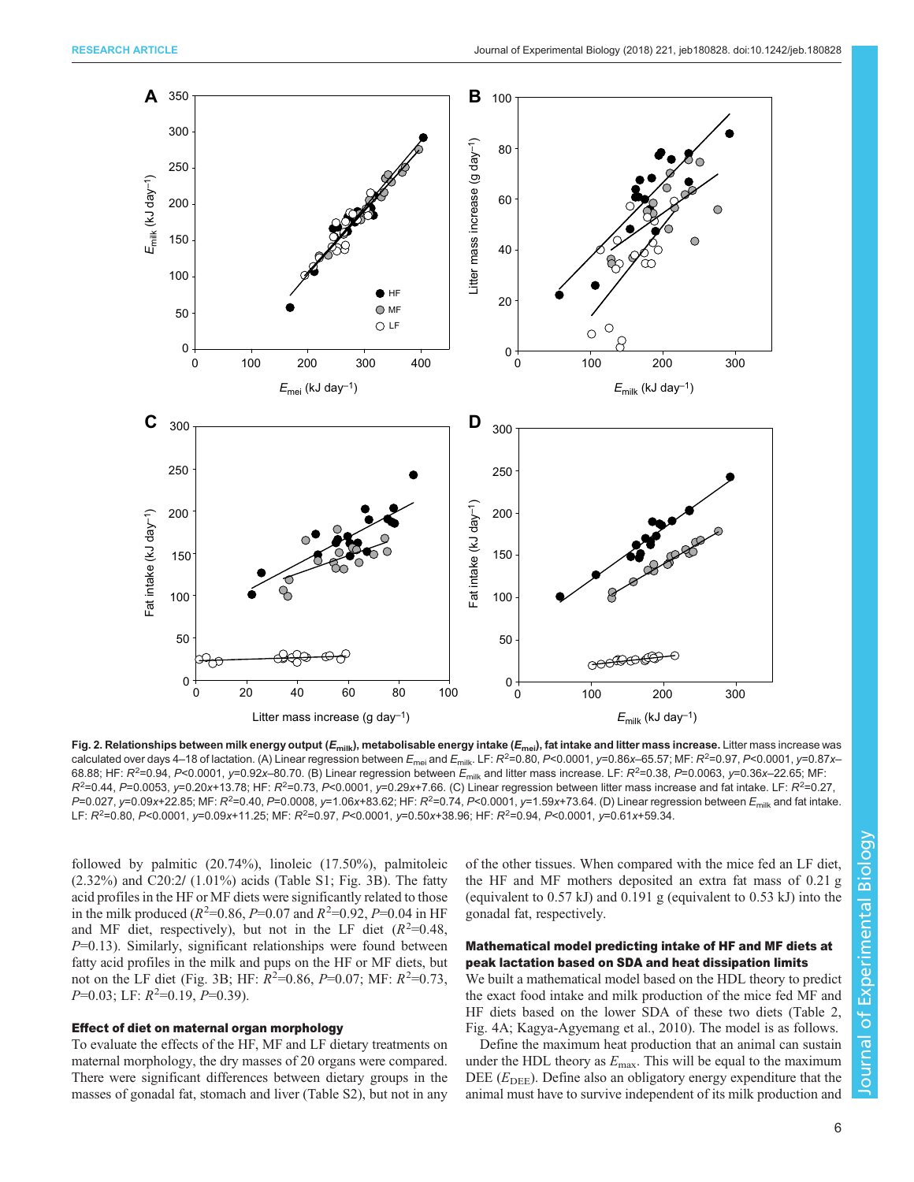**Fig. 2. Relationships between milk energy output ($E_{milk}$), metabolisable energy intake ($E_{mei}$), fat intake and litter mass increase.** Litter mass increase was calculated over days 4–18 of lactation. (A) Linear regression between $E_{mei}$ and $E_{milk}$. LF: $R^2$=0.80, $P$<0.0001, $y$=0.86$x$–65.57; MF: $R^2$=0.97, $P$<0.0001, $y$=0.87$x$–68.88; HF: $R^2$=0.94, $P$<0.0001, $y$=0.92$x$–80.70. (B) Linear regression between $E_{milk}$ and litter mass increase. LF: $R^2$=0.38, $P$=0.0063, $y$=0.36$x$–22.65; MF: $R^2$=0.44, $P$=0.0053, $y$=0.20$x$+13.78; HF: $R^2$=0.73, $P$<0.0001, $y$=0.29$x$+7.66. (C) Linear regression between litter mass increase and fat intake. LF: $R^2$=0.27, $P$=0.027, $y$=0.09$x$+22.85; MF: $R^2$=0.40, $P$=0.0008, $y$=1.06$x$+83.62; HF: $R^2$=0.74, $P$<0.0001, $y$=1.59$x$+73.64. (D) Linear regression between $E_{milk}$ and fat intake. LF: $R^2$=0.80, $P$<0.0001, $y$=0.09$x$+11.25; MF: $R^2$=0.97, $P$<0.0001, $y$=0.50$x$+38.96; HF: $R^2$=0.94, $P$<0.0001, $y$=0.61$x$+59.34.

followed by palmitic (20.74%), linoleic (17.50%), palmitoleic (2.32%) and C20:2/ (1.01%) acids (Table S1; Fig. 3B). The fatty acid profiles in the HF or MF diets were significantly related to those in the milk produced ($R^2$=0.86, $P$=0.07 and $R^2$=0.92, $P$=0.04 in HF and MF diet, respectively), but not in the LF diet ($R^2$=0.48, $P$=0.13). Similarly, significant relationships were found between fatty acid profiles in the milk and pups on the HF or MF diets, but not on the LF diet (Fig. 3B; HF: $R^2$=0.86, $P$=0.07; MF: $R^2$=0.73, $P$=0.03; LF: $R^2$=0.19, $P$=0.39).

### Effect of diet on maternal organ morphology

To evaluate the effects of the HF, MF and LF dietary treatments on maternal morphology, the dry masses of 20 organs were compared. There were significant differences between dietary groups in the masses of gonadal fat, stomach and liver (Table S2), but not in any of the other tissues. When compared with the mice fed an LF diet, the HF and MF mothers deposited an extra fat mass of 0.21 g (equivalent to 0.57 kJ) and 0.191 g (equivalent to 0.53 kJ) into the gonadal fat, respectively.

### Mathematical model predicting intake of HF and MF diets at peak lactation based on SDA and heat dissipation limits

We built a mathematical model based on the HDL theory to predict the exact food intake and milk production of the mice fed MF and HF diets based on the lower SDA of these two diets (Table 2, Fig. 4A; Kagya-Agyemang et al., 2010). The model is as follows.

Define the maximum heat production that an animal can sustain under the HDL theory as $E_{max}$. This will be equal to the maximum DEE ($E_{DEE}$). Define also an obligatory energy expenditure that the animal must have to survive independent of its milk production and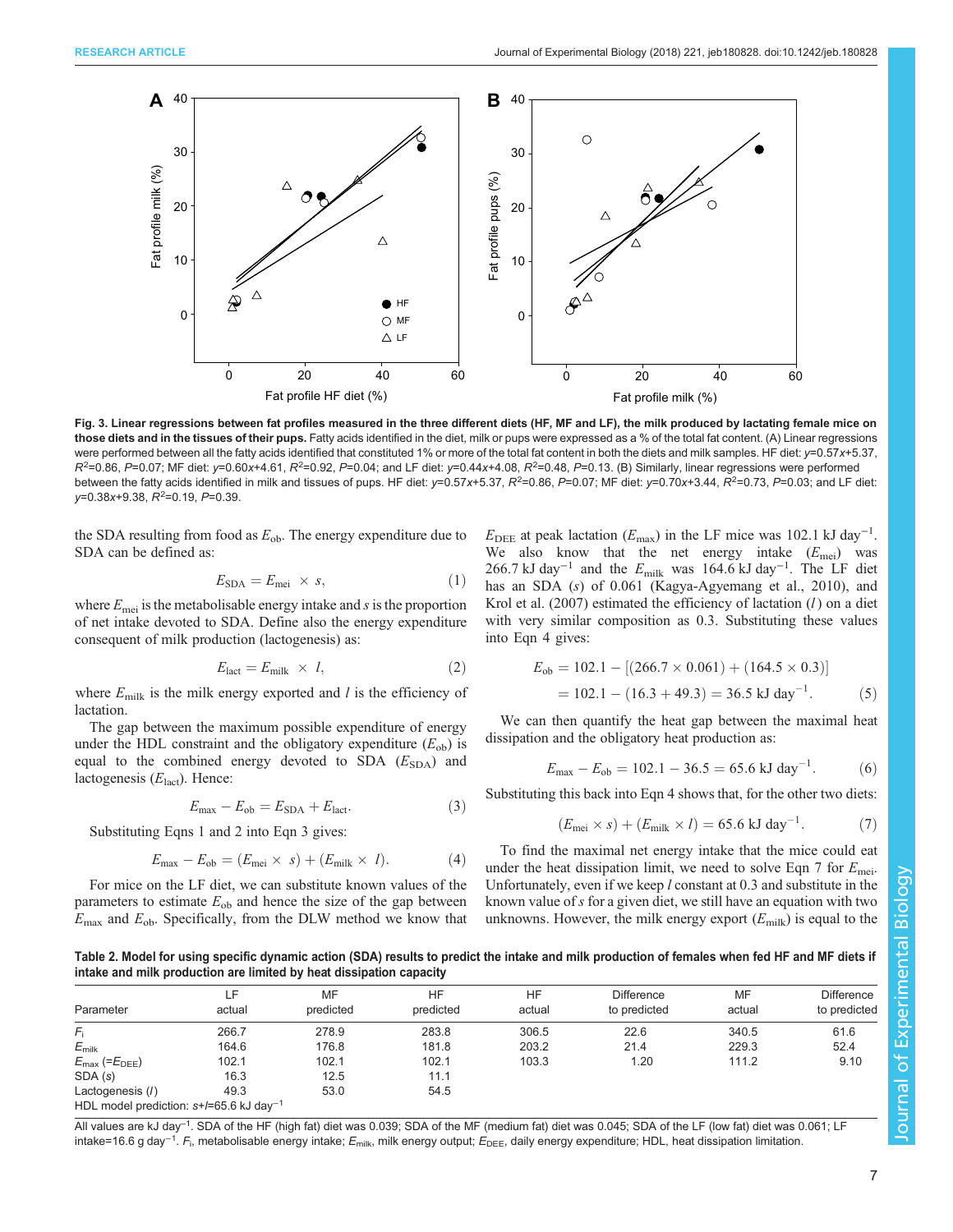**Fig. 3. Linear regressions between fat profiles measured in the three different diets (HF, MF and LF), the milk produced by lactating female mice on those diets and in the tissues of their pups.** Fatty acids identified in the diet, milk or pups were expressed as a % of the total fat content. (A) Linear regressions were performed between all the fatty acids identified that constituted 1% or more of the total fat content in both the diets and milk samples. HF diet: $y$=0.57$x$+5.37, $R^2$=0.86, $P$=0.07; MF diet: $y$=0.60$x$+4.61, $R^2$=0.92, $P$=0.04; and LF diet: $y$=0.44$x$+4.08, $R^2$=0.48, $P$=0.13. (B) Similarly, linear regressions were performed between the fatty acids identified in milk and tissues of pups. HF diet: $y$=0.57$x$+5.37, $R^2$=0.86, $P$=0.07; MF diet: $y$=0.70$x$+3.44, $R^2$=0.73, $P$=0.03; and LF diet: $y$=0.38$x$+9.38, $R^2$=0.19, $P$=0.39.

the SDA resulting from food as $E_{ob}$. The energy expenditure due to SDA can be defined as:

$$E_{SDA} = E_{mei} \times s, \tag{1}$$

where $E_{mei}$ is the metabolisable energy intake and $s$ is the proportion of net intake devoted to SDA. Define also the energy expenditure consequent of milk production (lactogenesis) as:

$$E_{lact} = E_{milk} \times l, \tag{2}$$

where $E_{milk}$ is the milk energy exported and $l$ is the efficiency of lactation.

The gap between the maximum possible expenditure of energy under the HDL constraint and the obligatory expenditure ($E_{ob}$) is equal to the combined energy devoted to SDA ($E_{SDA}$) and lactogenesis ($E_{lact}$). Hence:

$$E_{max} - E_{ob} = E_{SDA} + E_{lact}. \tag{3}$$

Substituting Eqns 1 and 2 into Eqn 3 gives:

$$E_{max} - E_{ob} = (E_{mei} \times s) + (E_{milk} \times l). \tag{4}$$

For mice on the LF diet, we can substitute known values of the parameters to estimate $E_{ob}$ and hence the size of the gap between $E_{max}$ and $E_{ob}$. Specifically, from the DLW method we know that $E_{DEE}$ at peak lactation ($E_{max}$) in the LF mice was 102.1 kJ day$^{-1}$. We also know that the net energy intake ($E_{mei}$) was 266.7 kJ day$^{-1}$ and the $E_{milk}$ was 164.6 kJ day$^{-1}$. The LF diet has an SDA ($s$) of 0.061 (Kagya-Agyemang et al., 2010), and Krol et al. (2007) estimated the efficiency of lactation ($l$) on a diet with very similar composition as 0.3. Substituting these values into Eqn 4 gives:

$$\begin{aligned} E_{ob} &= 102.1 - [(266.7 \times 0.061) + (164.5 \times 0.3)] \\ &= 102.1 - (16.3 + 49.3) = 36.5 \text{ kJ day}^{-1}. \end{aligned} \tag{5}$$

We can then quantify the heat gap between the maximal heat dissipation and the obligatory heat production as:

$$E_{max} - E_{ob} = 102.1 - 36.5 = 65.6 \text{ kJ day}^{-1}. \tag{6}$$

Substituting this back into Eqn 4 shows that, for the other two diets:

$$(E_{mei} \times s) + (E_{milk} \times l) = 65.6 \text{ kJ day}^{-1}. \tag{7}$$

To find the maximal net energy intake that the mice could eat under the heat dissipation limit, we need to solve Eqn 7 for $E_{mei}$. Unfortunately, even if we keep $l$ constant at 0.3 and substitute in the known value of $s$ for a given diet, we still have an equation with two unknowns. However, the milk energy export ($E_{milk}$) is equal to the

**Table 2. Model for using specific dynamic action (SDA) results to predict the intake and milk production of females when fed HF and MF diets if intake and milk production are limited by heat dissipation capacity**

| Parameter | LF actual | MF predicted | HF predicted | HF actual | Difference to predicted | MF actual | Difference to predicted |
|---|---|---|---|---|---|---|---|
| $F_i$ | 266.7 | 278.9 | 283.8 | 306.5 | 22.6 | 340.5 | 61.6 |
| $E_{milk}$ | 164.6 | 176.8 | 181.8 | 203.2 | 21.4 | 229.3 | 52.4 |
| $E_{max}$ (=$E_{DEE}$) | 102.1 | 102.1 | 102.1 | 103.3 | 1.20 | 111.2 | 9.10 |
| SDA ($s$) | 16.3 | 12.5 | 11.1 | | | | |
| Lactogenesis ($l$) | 49.3 | 53.0 | 54.5 | | | | |
| HDL model prediction: $s$+$l$=65.6 kJ day$^{-1}$ | | | | | | | |

All values are kJ day$^{-1}$. SDA of the HF (high fat) diet was 0.039; SDA of the MF (medium fat) diet was 0.045; SDA of the LF (low fat) diet was 0.061; LF intake=16.6 g day$^{-1}$. $F_i$, metabolisable energy intake; $E_{milk}$, milk energy output; $E_{DEE}$, daily energy expenditure; HDL, heat dissipation limitation.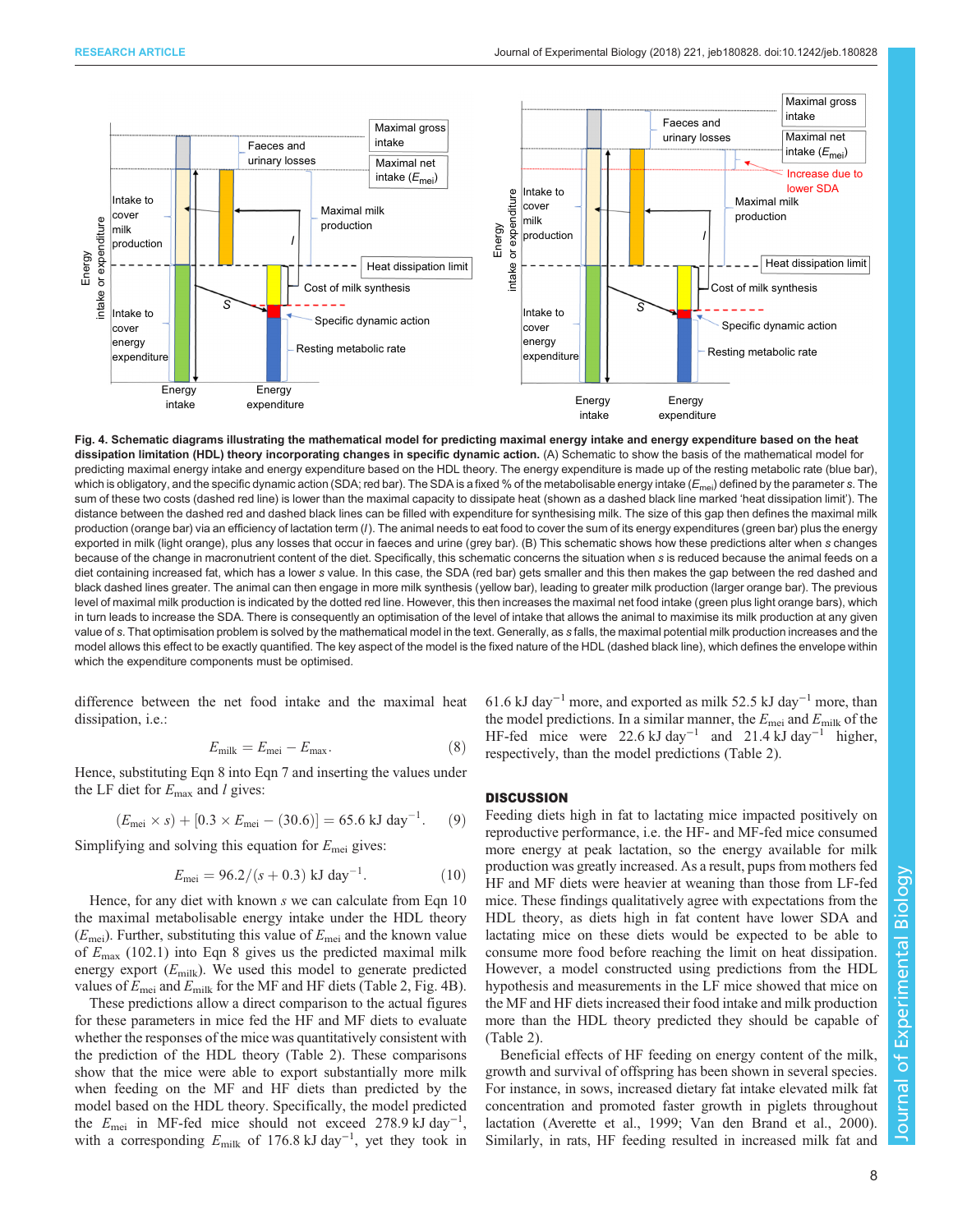**Fig. 4. Schematic diagrams illustrating the mathematical model for predicting maximal energy intake and energy expenditure based on the heat dissipation limitation (HDL) theory incorporating changes in specific dynamic action.** (A) Schematic to show the basis of the mathematical model for predicting maximal energy intake and energy expenditure based on the HDL theory. The energy expenditure is made up of the resting metabolic rate (blue bar), which is obligatory, and the specific dynamic action (SDA; red bar). The SDA is a fixed % of the metabolisable energy intake ($E_{mei}$) defined by the parameter *s*. The sum of these two costs (dashed red line) is lower than the maximal capacity to dissipate heat (shown as a dashed black line marked 'heat dissipation limit'). The distance between the dashed red and dashed black lines can be filled with expenditure for synthesising milk. The size of this gap then defines the maximal milk production (orange bar) via an efficiency of lactation term (*l*). The animal needs to eat food to cover the sum of its energy expenditures (green bar) plus the energy exported in milk (light orange), plus any losses that occur in faeces and urine (grey bar). (B) This schematic shows how these predictions alter when *s* changes because of the change in macronutrient content of the diet. Specifically, this schematic concerns the situation when *s* is reduced because the animal feeds on a diet containing increased fat, which has a lower *s* value. In this case, the SDA (red bar) gets smaller and this then makes the gap between the red dashed and black dashed lines greater. The animal can then engage in more milk synthesis (yellow bar), leading to greater milk production (larger orange bar). The previous level of maximal milk production is indicated by the dotted red line. However, this then increases the maximal net food intake (green plus light orange bars), which in turn leads to increase the SDA. There is consequently an optimisation of the level of intake that allows the animal to maximise its milk production at any given value of *s*. That optimisation problem is solved by the mathematical model in the text. Generally, as *s* falls, the maximal potential milk production increases and the model allows this effect to be exactly quantified. The key aspect of the model is the fixed nature of the HDL (dashed black line), which defines the envelope within which the expenditure components must be optimised.

difference between the net food intake and the maximal heat dissipation, i.e.:

$$E_{milk} = E_{mei} - E_{max}. \quad (8)$$

Hence, substituting Eqn 8 into Eqn 7 and inserting the values under the LF diet for $E_{max}$ and *l* gives:

$$(E_{mei} \times s) + [0.3 \times E_{mei} - (30.6)] = 65.6 \text{ kJ day}^{-1}. \quad (9)$$

Simplifying and solving this equation for $E_{mei}$ gives:

$$E_{mei} = 96.2/(s + 0.3) \text{ kJ day}^{-1}. \quad (10)$$

Hence, for any diet with known *s* we can calculate from Eqn 10 the maximal metabolisable energy intake under the HDL theory ($E_{mei}$). Further, substituting this value of $E_{mei}$ and the known value of $E_{max}$ (102.1) into Eqn 8 gives us the predicted maximal milk energy export ($E_{milk}$). We used this model to generate predicted values of $E_{mei}$ and $E_{milk}$ for the MF and HF diets (Table 2, Fig. 4B).

These predictions allow a direct comparison to the actual figures for these parameters in mice fed the HF and MF diets to evaluate whether the responses of the mice was quantitatively consistent with the prediction of the HDL theory (Table 2). These comparisons show that the mice were able to export substantially more milk when feeding on the MF and HF diets than predicted by the model based on the HDL theory. Specifically, the model predicted the $E_{mei}$ in MF-fed mice should not exceed 278.9 kJ day$^{-1}$, with a corresponding $E_{milk}$ of 176.8 kJ day$^{-1}$, yet they took in 61.6 kJ day$^{-1}$ more, and exported as milk 52.5 kJ day$^{-1}$ more, than the model predictions. In a similar manner, the $E_{mei}$ and $E_{milk}$ of the HF-fed mice were 22.6 kJ day$^{-1}$ and 21.4 kJ day$^{-1}$ higher, respectively, than the model predictions (Table 2).

## DISCUSSION

Feeding diets high in fat to lactating mice impacted positively on reproductive performance, i.e. the HF- and MF-fed mice consumed more energy at peak lactation, so the energy available for milk production was greatly increased. As a result, pups from mothers fed HF and MF diets were heavier at weaning than those from LF-fed mice. These findings qualitatively agree with expectations from the HDL theory, as diets high in fat content have lower SDA and lactating mice on these diets would be expected to be able to consume more food before reaching the limit on heat dissipation. However, a model constructed using predictions from the HDL hypothesis and measurements in the LF mice showed that mice on the MF and HF diets increased their food intake and milk production more than the HDL theory predicted they should be capable of (Table 2).

Beneficial effects of HF feeding on energy content of the milk, growth and survival of offspring has been shown in several species. For instance, in sows, increased dietary fat intake elevated milk fat concentration and promoted faster growth in piglets throughout lactation (Averette et al., 1999; Van den Brand et al., 2000). Similarly, in rats, HF feeding resulted in increased milk fat and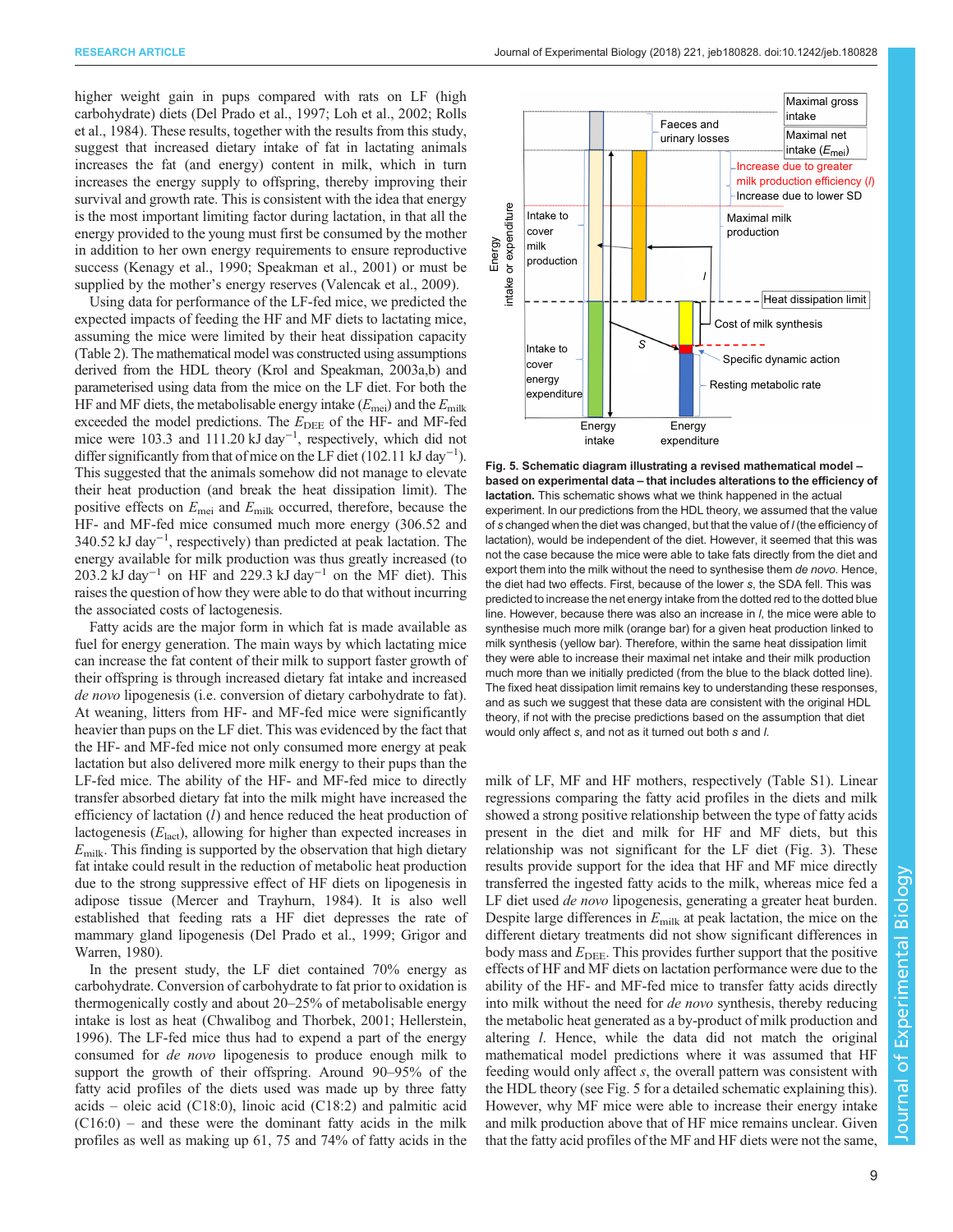higher weight gain in pups compared with rats on LF (high carbohydrate) diets (Del Prado et al., 1997; Loh et al., 2002; Rolls et al., 1984). These results, together with the results from this study, suggest that increased dietary intake of fat in lactating animals increases the fat (and energy) content in milk, which in turn increases the energy supply to offspring, thereby improving their survival and growth rate. This is consistent with the idea that energy is the most important limiting factor during lactation, in that all the energy provided to the young must first be consumed by the mother in addition to her own energy requirements to ensure reproductive success (Kenagy et al., 1990; Speakman et al., 2001) or must be supplied by the mother's energy reserves (Valencak et al., 2009).

Using data for performance of the LF-fed mice, we predicted the expected impacts of feeding the HF and MF diets to lactating mice, assuming the mice were limited by their heat dissipation capacity (Table 2). The mathematical model was constructed using assumptions derived from the HDL theory (Krol and Speakman, 2003a,b) and parameterised using data from the mice on the LF diet. For both the HF and MF diets, the metabolisable energy intake ($E_{mei}$) and the $E_{milk}$ exceeded the model predictions. The $E_{DEE}$ of the HF- and MF-fed mice were 103.3 and 111.20 kJ day$^{-1}$, respectively, which did not differ significantly from that of mice on the LF diet (102.11 kJ day$^{-1}$). This suggested that the animals somehow did not manage to elevate their heat production (and break the heat dissipation limit). The positive effects on $E_{mei}$ and $E_{milk}$ occurred, therefore, because the HF- and MF-fed mice consumed much more energy (306.52 and 340.52 kJ day$^{-1}$, respectively) than predicted at peak lactation. The energy available for milk production was thus greatly increased (to 203.2 kJ day$^{-1}$ on HF and 229.3 kJ day$^{-1}$ on the MF diet). This raises the question of how they were able to do that without incurring the associated costs of lactogenesis.

Fatty acids are the major form in which fat is made available as fuel for energy generation. The main ways by which lactating mice can increase the fat content of their milk to support faster growth of their offspring is through increased dietary fat intake and increased *de novo* lipogenesis (i.e. conversion of dietary carbohydrate to fat). At weaning, litters from HF- and MF-fed mice were significantly heavier than pups on the LF diet. This was evidenced by the fact that the HF- and MF-fed mice not only consumed more energy at peak lactation but also delivered more milk energy to their pups than the LF-fed mice. The ability of the HF- and MF-fed mice to directly transfer absorbed dietary fat into the milk might have increased the efficiency of lactation ($l$) and hence reduced the heat production of lactogenesis ($E_{lact}$), allowing for higher than expected increases in $E_{milk}$. This finding is supported by the observation that high dietary fat intake could result in the reduction of metabolic heat production due to the strong suppressive effect of HF diets on lipogenesis in adipose tissue (Mercer and Trayhurn, 1984). It is also well established that feeding rats a HF diet depresses the rate of mammary gland lipogenesis (Del Prado et al., 1999; Grigor and Warren, 1980).

In the present study, the LF diet contained 70% energy as carbohydrate. Conversion of carbohydrate to fat prior to oxidation is thermogenically costly and about 20–25% of metabolisable energy intake is lost as heat (Chwalibog and Thorbek, 2001; Hellerstein, 1996). The LF-fed mice thus had to expend a part of the energy consumed for *de novo* lipogenesis to produce enough milk to support the growth of their offspring. Around 90–95% of the fatty acid profiles of the diets used was made up by three fatty acids – oleic acid (C18:0), linoic acid (C18:2) and palmitic acid (C16:0) – and these were the dominant fatty acids in the milk profiles as well as making up 61, 75 and 74% of fatty acids in the milk of LF, MF and HF mothers, respectively (Table S1). Linear regressions comparing the fatty acid profiles in the diets and milk showed a strong positive relationship between the type of fatty acids present in the diet and milk for HF and MF diets, but this relationship was not significant for the LF diet (Fig. 3). These results provide support for the idea that HF and MF mice directly transferred the ingested fatty acids to the milk, whereas mice fed a LF diet used *de novo* lipogenesis, generating a greater heat burden. Despite large differences in $E_{milk}$ at peak lactation, the mice on the different dietary treatments did not show significant differences in body mass and $E_{DEE}$. This provides further support that the positive effects of HF and MF diets on lactation performance were due to the ability of the HF- and MF-fed mice to transfer fatty acids directly into milk without the need for *de novo* synthesis, thereby reducing the metabolic heat generated as a by-product of milk production and altering $l$. Hence, while the data did not match the original mathematical model predictions where it was assumed that HF feeding would only affect $s$, the overall pattern was consistent with the HDL theory (see Fig. 5 for a detailed schematic explaining this). However, why MF mice were able to increase their energy intake and milk production above that of HF mice remains unclear. Given that the fatty acid profiles of the MF and HF diets were not the same,

**Fig. 5. Schematic diagram illustrating a revised mathematical model – based on experimental data – that includes alterations to the efficiency of lactation.** This schematic shows what we think happened in the actual experiment. In our predictions from the HDL theory, we assumed that the value of $s$ changed when the diet was changed, but that the value of $l$ (the efficiency of lactation), would be independent of the diet. However, it seemed that this was not the case because the mice were able to take fats directly from the diet and export them into the milk without the need to synthesise them *de novo*. Hence, the diet had two effects. First, because of the lower $s$, the SDA fell. This was predicted to increase the net energy intake from the dotted red to the dotted blue line. However, because there was also an increase in $l$, the mice were able to synthesise much more milk (orange bar) for a given heat production linked to milk synthesis (yellow bar). Therefore, within the same heat dissipation limit they were able to increase their maximal net intake and their milk production much more than we initially predicted (from the blue to the black dotted line). The fixed heat dissipation limit remains key to understanding these responses, and as such we suggest that these data are consistent with the original HDL theory, if not with the precise predictions based on the assumption that diet would only affect $s$, and not as it turned out both $s$ and $l$.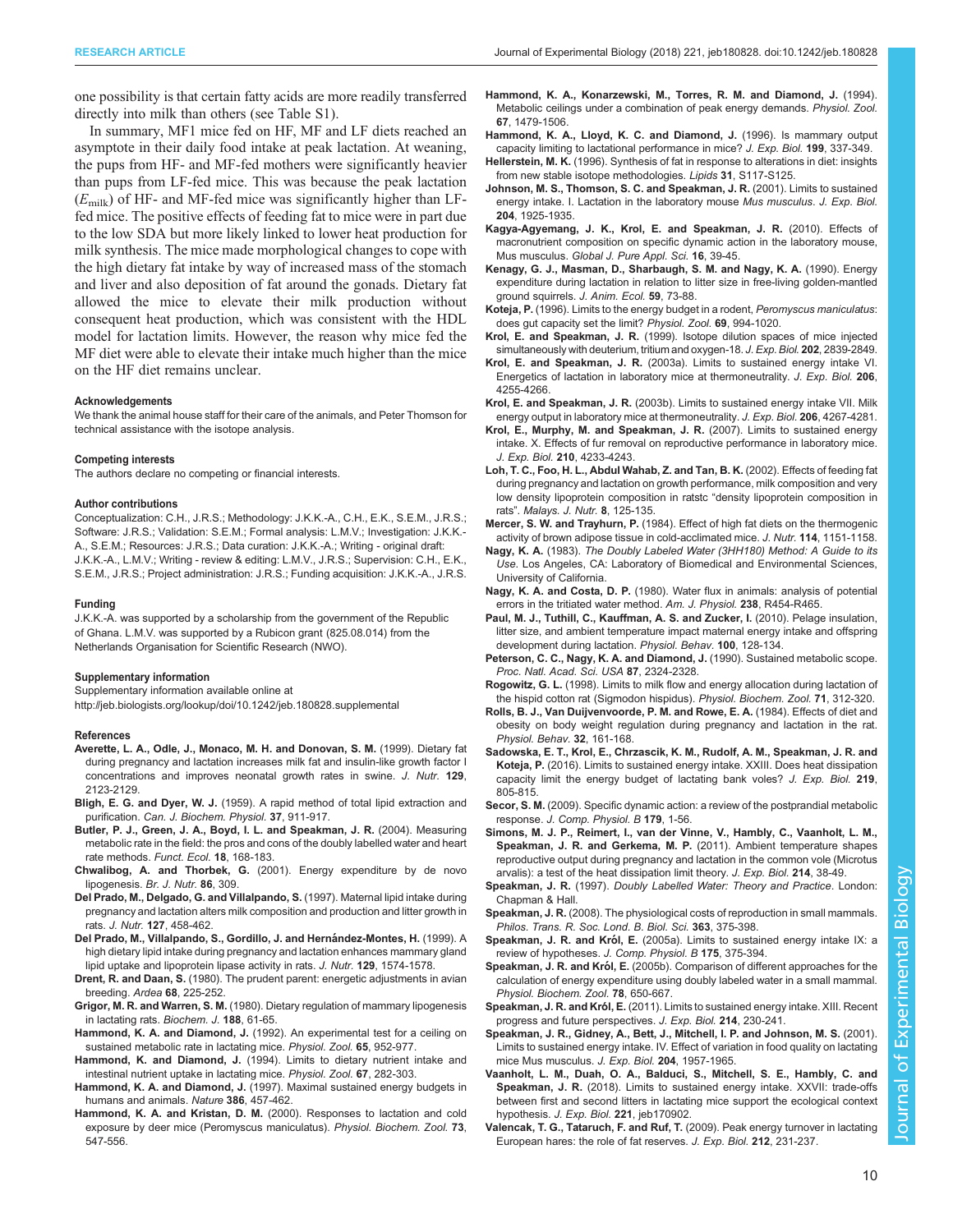one possibility is that certain fatty acids are more readily transferred directly into milk than others (see Table S1).

In summary, MF1 mice fed on HF, MF and LF diets reached an asymptote in their daily food intake at peak lactation. At weaning, the pups from HF- and MF-fed mothers were significantly heavier than pups from LF-fed mice. This was because the peak lactation ($E_{milk}$) of HF- and MF-fed mice was significantly higher than LF-fed mice. The positive effects of feeding fat to mice were in part due to the low SDA but more likely linked to lower heat production for milk synthesis. The mice made morphological changes to cope with the high dietary fat intake by way of increased mass of the stomach and liver and also deposition of fat around the gonads. Dietary fat allowed the mice to elevate their milk production without consequent heat production, which was consistent with the HDL model for lactation limits. However, the reason why mice fed the MF diet were able to elevate their intake much higher than the mice on the HF diet remains unclear.

#### Acknowledgements

We thank the animal house staff for their care of the animals, and Peter Thomson for technical assistance with the isotope analysis.

#### Competing interests

The authors declare no competing or financial interests.

#### Author contributions

Conceptualization: C.H., J.R.S.; Methodology: J.K.K.-A., C.H., E.K., S.E.M., J.R.S.; Software: J.R.S.; Validation: S.E.M.; Formal analysis: L.M.V.; Investigation: J.K.K.-A., S.E.M.; Resources: J.R.S.; Data curation: J.K.K.-A.; Writing - original draft: J.K.K.-A., L.M.V.; Writing - review & editing: L.M.V., J.R.S.; Supervision: C.H., E.K., S.E.M., J.R.S.; Project administration: J.R.S.; Funding acquisition: J.K.K.-A., J.R.S.

#### Funding

J.K.K.-A. was supported by a scholarship from the government of the Republic of Ghana. L.M.V. was supported by a Rubicon grant (825.08.014) from the Netherlands Organisation for Scientific Research (NWO).

#### Supplementary information

Supplementary information available online at http://jeb.biologists.org/lookup/doi/10.1242/jeb.180828.supplemental

#### References

**Averette, L. A., Odle, J., Monaco, M. H. and Donovan, S. M.** (1999). Dietary fat during pregnancy and lactation increases milk fat and insulin-like growth factor I concentrations and improves neonatal growth rates in swine. *J. Nutr.* **129**, 2123-2129.

**Bligh, E. G. and Dyer, W. J.** (1959). A rapid method of total lipid extraction and purification. *Can. J. Biochem. Physiol.* **37**, 911-917.

**Butler, P. J., Green, J. A., Boyd, I. L. and Speakman, J. R.** (2004). Measuring metabolic rate in the field: the pros and cons of the doubly labelled water and heart rate methods. *Funct. Ecol.* **18**, 168-183.

**Chwalibog, A. and Thorbek, G.** (2001). Energy expenditure by de novo lipogenesis. *Br. J. Nutr.* **86**, 309.

**Del Prado, M., Delgado, G. and Villalpando, S.** (1997). Maternal lipid intake during pregnancy and lactation alters milk composition and production and litter growth in rats. *J. Nutr.* **127**, 458-462.

**Del Prado, M., Villalpando, S., Gordillo, J. and Hernández-Montes, H.** (1999). A high dietary lipid intake during pregnancy and lactation enhances mammary gland lipid uptake and lipoprotein lipase activity in rats. *J. Nutr.* **129**, 1574-1578.

**Drent, R. and Daan, S.** (1980). The prudent parent: energetic adjustments in avian breeding. *Ardea* **68**, 225-252.

**Grigor, M. R. and Warren, S. M.** (1980). Dietary regulation of mammary lipogenesis in lactating rats. *Biochem. J.* **188**, 61-65.

**Hammond, K. A. and Diamond, J.** (1992). An experimental test for a ceiling on sustained metabolic rate in lactating mice. *Physiol. Zool.* **65**, 952-977.

**Hammond, K. and Diamond, J.** (1994). Limits to dietary nutrient intake and intestinal nutrient uptake in lactating mice. *Physiol. Zool.* **67**, 282-303.

**Hammond, K. A. and Diamond, J.** (1997). Maximal sustained energy budgets in humans and animals. *Nature* **386**, 457-462.

**Hammond, K. A. and Kristan, D. M.** (2000). Responses to lactation and cold exposure by deer mice (Peromyscus maniculatus). *Physiol. Biochem. Zool.* **73**, 547-556.

**Hammond, K. A., Konarzewski, M., Torres, R. M. and Diamond, J.** (1994). Metabolic ceilings under a combination of peak energy demands. *Physiol. Zool.* **67**, 1479-1506.

**Hammond, K. A., Lloyd, K. C. and Diamond, J.** (1996). Is mammary output capacity limiting to lactational performance in mice? *J. Exp. Biol.* **199**, 337-349.

**Hellerstein, M. K.** (1996). Synthesis of fat in response to alterations in diet: insights from new stable isotope methodologies. *Lipids* **31**, S117-S125.

**Johnson, M. S., Thomson, S. C. and Speakman, J. R.** (2001). Limits to sustained energy intake. I. Lactation in the laboratory mouse *Mus musculus*. *J. Exp. Biol.* **204**, 1925-1935.

**Kagya-Agyemang, J. K., Krol, E. and Speakman, J. R.** (2010). Effects of macronutrient composition on specific dynamic action in the laboratory mouse, Mus musculus. *Global J. Pure Appl. Sci.* **16**, 39-45.

**Kenagy, G. J., Masman, D., Sharbaugh, S. M. and Nagy, K. A.** (1990). Energy expenditure during lactation in relation to litter size in free-living golden-mantled ground squirrels. *J. Anim. Ecol.* **59**, 73-88.

**Koteja, P.** (1996). Limits to the energy budget in a rodent, *Peromyscus maniculatus*: does gut capacity set the limit? *Physiol. Zool.* **69**, 994-1020.

**Krol, E. and Speakman, J. R.** (1999). Isotope dilution spaces of mice injected simultaneously with deuterium, tritium and oxygen-18. *J. Exp. Biol.* **202**, 2839-2849.

**Krol, E. and Speakman, J. R.** (2003a). Limits to sustained energy intake VI. Energetics of lactation in laboratory mice at thermoneutrality. *J. Exp. Biol.* **206**, 4255-4266.

**Krol, E. and Speakman, J. R.** (2003b). Limits to sustained energy intake VII. Milk energy output in laboratory mice at thermoneutrality. *J. Exp. Biol.* **206**, 4267-4281.

**Krol, E., Murphy, M. and Speakman, J. R.** (2007). Limits to sustained energy intake. X. Effects of fur removal on reproductive performance in laboratory mice. *J. Exp. Biol.* **210**, 4233-4243.

**Loh, T. C., Foo, H. L., Abdul Wahab, Z. and Tan, B. K.** (2002). Effects of feeding fat during pregnancy and lactation on growth performance, milk composition and very low density lipoprotein composition in ratstc "density lipoprotein composition in rats". *Malays. J. Nutr.* **8**, 125-135.

**Mercer, S. W. and Trayhurn, P.** (1984). Effect of high fat diets on the thermogenic activity of brown adipose tissue in cold-acclimated mice. *J. Nutr.* **114**, 1151-1158.

**Nagy, K. A.** (1983). *The Doubly Labeled Water (3HH180) Method: A Guide to its Use*. Los Angeles, CA: Laboratory of Biomedical and Environmental Sciences, University of California.

**Nagy, K. A. and Costa, D. P.** (1980). Water flux in animals: analysis of potential errors in the tritiated water method. *Am. J. Physiol.* **238**, R454-R465.

**Paul, M. J., Tuthill, C., Kauffman, A. S. and Zucker, I.** (2010). Pelage insulation, litter size, and ambient temperature impact maternal energy intake and offspring development during lactation. *Physiol. Behav.* **100**, 128-134.

**Peterson, C. C., Nagy, K. A. and Diamond, J.** (1990). Sustained metabolic scope. *Proc. Natl. Acad. Sci. USA* **87**, 2324-2328.

**Rogowitz, G. L.** (1998). Limits to milk flow and energy allocation during lactation of the hispid cotton rat (Sigmodon hispidus). *Physiol. Biochem. Zool.* **71**, 312-320.

**Rolls, B. J., Van Duijvenvoorde, P. M. and Rowe, E. A.** (1984). Effects of diet and obesity on body weight regulation during pregnancy and lactation in the rat. *Physiol. Behav.* **32**, 161-168.

**Sadowska, E. T., Krol, E., Chrzascik, K. M., Rudolf, A. M., Speakman, J. R. and Koteja, P.** (2016). Limits to sustained energy intake. XXIII. Does heat dissipation capacity limit the energy budget of lactating bank voles? *J. Exp. Biol.* **219**, 805-815.

**Secor, S. M.** (2009). Specific dynamic action: a review of the postprandial metabolic response. *J. Comp. Physiol. B* **179**, 1-56.

**Simons, M. J. P., Reimert, I., van der Vinne, V., Hambly, C., Vaanholt, L. M., Speakman, J. R. and Gerkema, M. P.** (2011). Ambient temperature shapes reproductive output during pregnancy and lactation in the common vole (Microtus arvalis): a test of the heat dissipation limit theory. *J. Exp. Biol.* **214**, 38-49.

**Speakman, J. R.** (1997). *Doubly Labelled Water: Theory and Practice*. London: Chapman & Hall.

**Speakman, J. R.** (2008). The physiological costs of reproduction in small mammals. *Philos. Trans. R. Soc. Lond. B. Biol. Sci.* **363**, 375-398.

**Speakman, J. R. and Król, E.** (2005a). Limits to sustained energy intake IX: a review of hypotheses. *J. Comp. Physiol. B* **175**, 375-394.

**Speakman, J. R. and Król, E.** (2005b). Comparison of different approaches for the calculation of energy expenditure using doubly labeled water in a small mammal. *Physiol. Biochem. Zool.* **78**, 650-667.

**Speakman, J. R. and Król, E.** (2011). Limits to sustained energy intake. XIII. Recent progress and future perspectives. *J. Exp. Biol.* **214**, 230-241.

**Speakman, J. R., Gidney, A., Bett, J., Mitchell, I. P. and Johnson, M. S.** (2001). Limits to sustained energy intake. IV. Effect of variation in food quality on lactating mice Mus musculus. *J. Exp. Biol.* **204**, 1957-1965.

**Vaanholt, L. M., Duah, O. A., Balduci, S., Mitchell, S. E., Hambly, C. and Speakman, J. R.** (2018). Limits to sustained energy intake. XXVII: trade-offs between first and second litters in lactating mice support the ecological context hypothesis. *J. Exp. Biol.* **221**, jeb170902.

**Valencak, T. G., Tataruch, F. and Ruf, T.** (2009). Peak energy turnover in lactating European hares: the role of fat reserves. *J. Exp. Biol.* **212**, 231-237.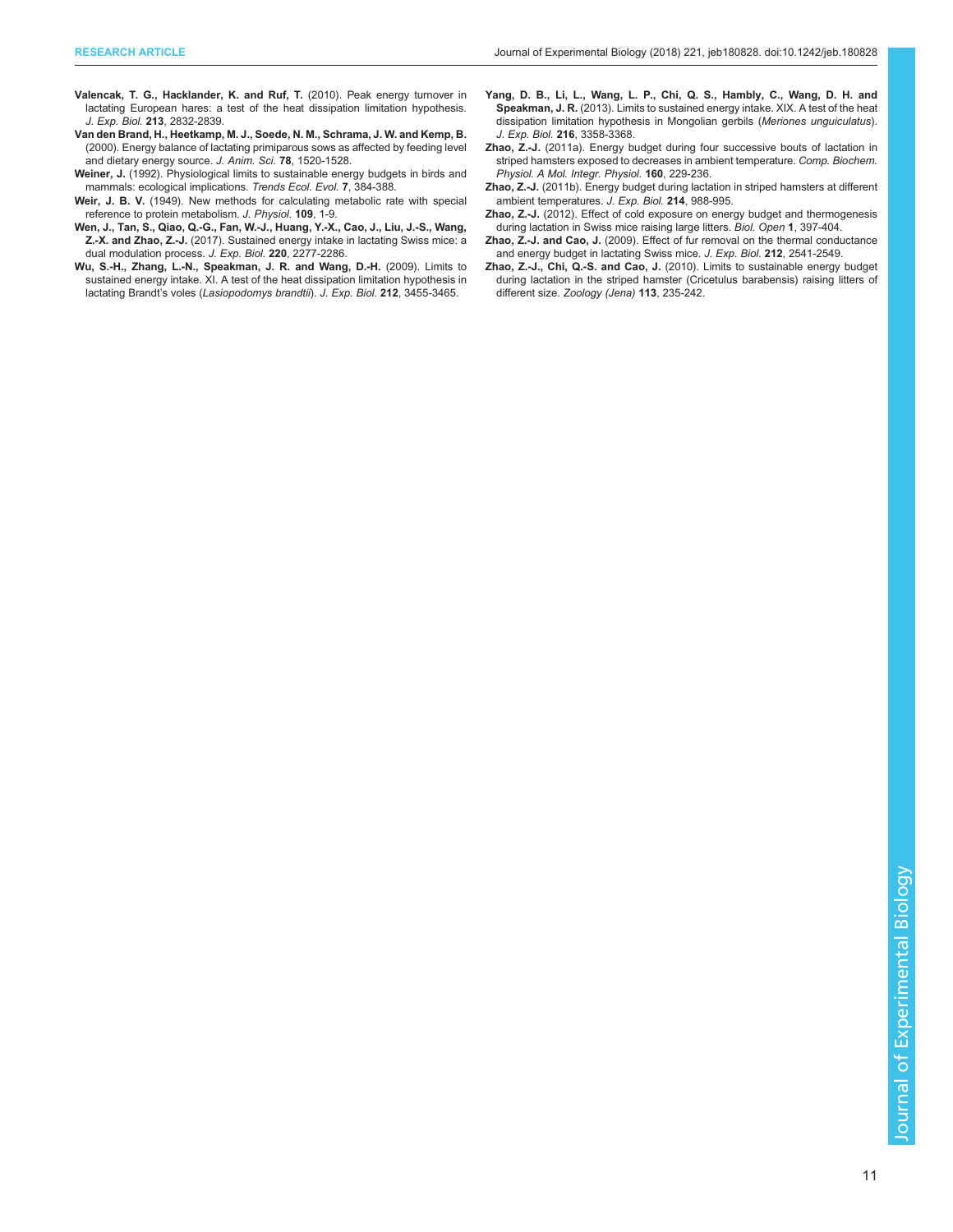**Valencak, T. G., Hacklander, K. and Ruf, T.** (2010). Peak energy turnover in lactating European hares: a test of the heat dissipation limitation hypothesis. *J. Exp. Biol.* **213**, 2832-2839.

**Van den Brand, H., Heetkamp, M. J., Soede, N. M., Schrama, J. W. and Kemp, B.** (2000). Energy balance of lactating primiparous sows as affected by feeding level and dietary energy source. *J. Anim. Sci.* **78**, 1520-1528.

**Weiner, J.** (1992). Physiological limits to sustainable energy budgets in birds and mammals: ecological implications. *Trends Ecol. Evol.* **7**, 384-388.

**Weir, J. B. V.** (1949). New methods for calculating metabolic rate with special reference to protein metabolism. *J. Physiol.* **109**, 1-9.

**Wen, J., Tan, S., Qiao, Q.-G., Fan, W.-J., Huang, Y.-X., Cao, J., Liu, J.-S., Wang, Z.-X. and Zhao, Z.-J.** (2017). Sustained energy intake in lactating Swiss mice: a dual modulation process. *J. Exp. Biol.* **220**, 2277-2286.

**Wu, S.-H., Zhang, L.-N., Speakman, J. R. and Wang, D.-H.** (2009). Limits to sustained energy intake. XI. A test of the heat dissipation limitation hypothesis in lactating Brandt's voles (*Lasiopodomys brandtii*). *J. Exp. Biol.* **212**, 3455-3465.

**Yang, D. B., Li, L., Wang, L. P., Chi, Q. S., Hambly, C., Wang, D. H. and Speakman, J. R.** (2013). Limits to sustained energy intake. XIX. A test of the heat dissipation limitation hypothesis in Mongolian gerbils (*Meriones unguiculatus*). *J. Exp. Biol.* **216**, 3358-3368.

**Zhao, Z.-J.** (2011a). Energy budget during four successive bouts of lactation in striped hamsters exposed to decreases in ambient temperature. *Comp. Biochem. Physiol. A Mol. Integr. Physiol.* **160**, 229-236.

**Zhao, Z.-J.** (2011b). Energy budget during lactation in striped hamsters at different ambient temperatures. *J. Exp. Biol.* **214**, 988-995.

**Zhao, Z.-J.** (2012). Effect of cold exposure on energy budget and thermogenesis during lactation in Swiss mice raising large litters. *Biol. Open* **1**, 397-404.

**Zhao, Z.-J. and Cao, J.** (2009). Effect of fur removal on the thermal conductance and energy budget in lactating Swiss mice. *J. Exp. Biol.* **212**, 2541-2549.

**Zhao, Z.-J., Chi, Q.-S. and Cao, J.** (2010). Limits to sustainable energy budget during lactation in the striped hamster (Cricetulus barabensis) raising litters of different size. *Zoology (Jena)* **113**, 235-242.